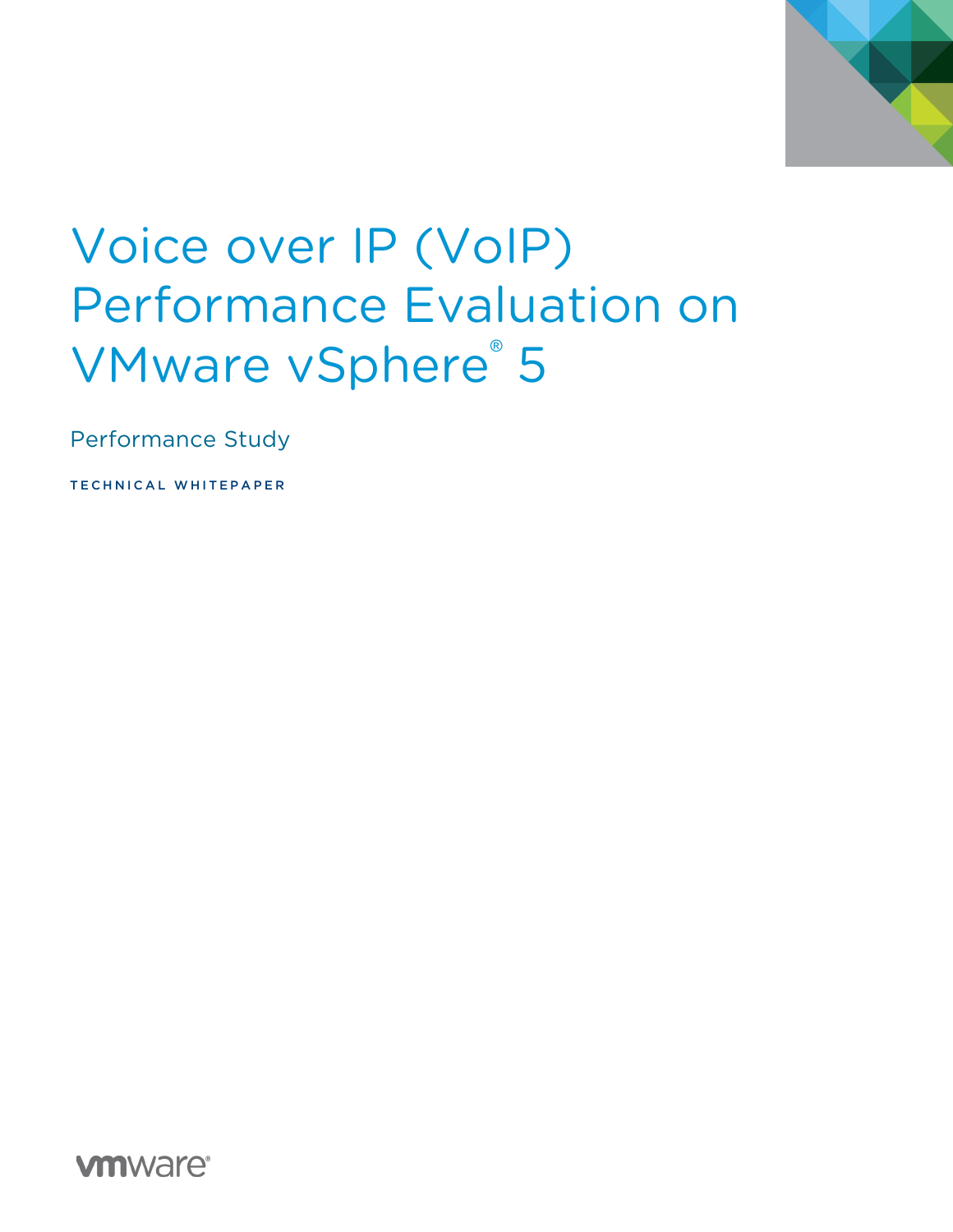# Voice over IP (VoIP) Performance Evaluation on VMware vSphere® 5

Performance Study

TECHNICAL WHITEPAPER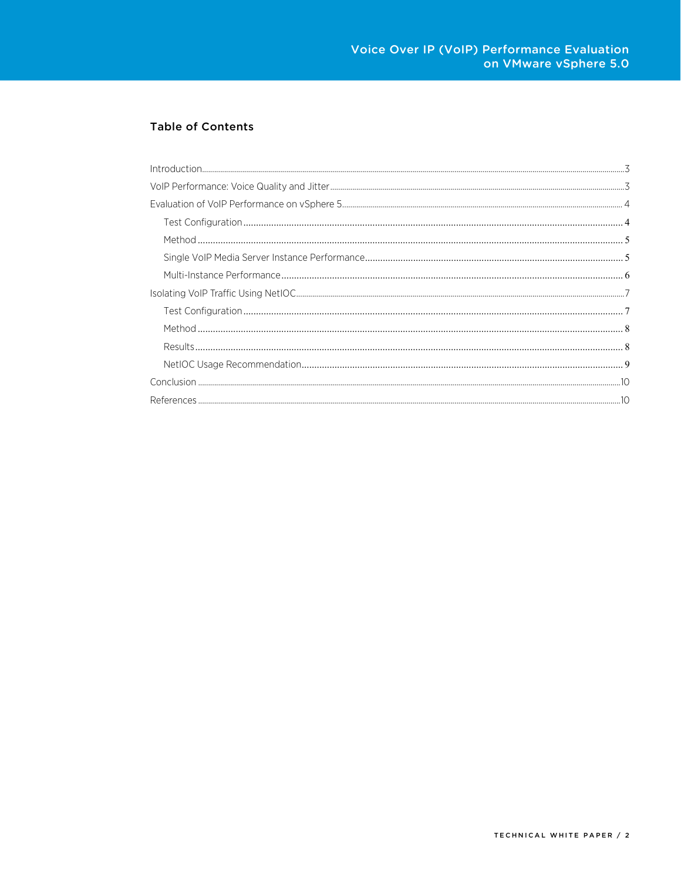## Table of Contents

Introduction.....3
VoIP Performance: Voice Quality and Jitter.....3
Evaluation of VoIP Performance on vSphere 5.....4
- Test Configuration.....4
- Method.....5
- Single VoIP Media Server Instance Performance.....5
- Multi-Instance Performance.....6

Isolating VoIP Traffic Using NetIOC.....7
- Test Configuration.....7
- Method.....8
- Results.....8
- NetIOC Usage Recommendation.....9

Conclusion.....10
References.....10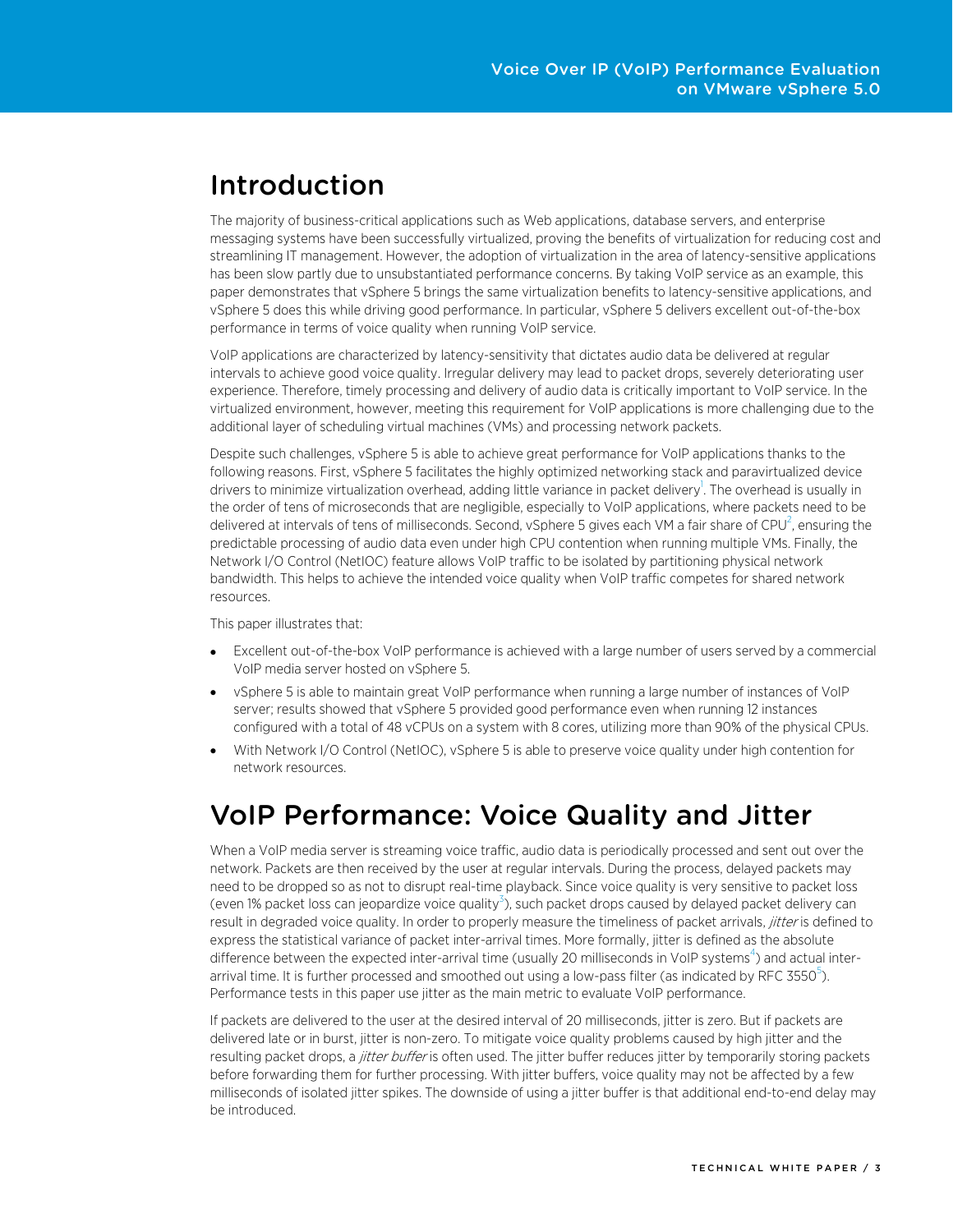## Introduction

The majority of business-critical applications such as Web applications, database servers, and enterprise messaging systems have been successfully virtualized, proving the benefits of virtualization for reducing cost and streamlining IT management. However, the adoption of virtualization in the area of latency-sensitive applications has been slow partly due to unsubstantiated performance concerns. By taking VoIP service as an example, this paper demonstrates that vSphere 5 brings the same virtualization benefits to latency-sensitive applications, and vSphere 5 does this while driving good performance. In particular, vSphere 5 delivers excellent out-of-the-box performance in terms of voice quality when running VoIP service.

VoIP applications are characterized by latency-sensitivity that dictates audio data be delivered at regular intervals to achieve good voice quality. Irregular delivery may lead to packet drops, severely deteriorating user experience. Therefore, timely processing and delivery of audio data is critically important to VoIP service. In the virtualized environment, however, meeting this requirement for VoIP applications is more challenging due to the additional layer of scheduling virtual machines (VMs) and processing network packets.

Despite such challenges, vSphere 5 is able to achieve great performance for VoIP applications thanks to the following reasons. First, vSphere 5 facilitates the highly optimized networking stack and paravirtualized device drivers to minimize virtualization overhead, adding little variance in packet delivery[1]. The overhead is usually in the order of tens of microseconds that are negligible, especially to VoIP applications, where packets need to be delivered at intervals of tens of milliseconds. Second, vSphere 5 gives each VM a fair share of CPU[2], ensuring the predictable processing of audio data even under high CPU contention when running multiple VMs. Finally, the Network I/O Control (NetIOC) feature allows VoIP traffic to be isolated by partitioning physical network bandwidth. This helps to achieve the intended voice quality when VoIP traffic competes for shared network resources.

This paper illustrates that:

- Excellent out-of-the-box VoIP performance is achieved with a large number of users served by a commercial VoIP media server hosted on vSphere 5.
- vSphere 5 is able to maintain great VoIP performance when running a large number of instances of VoIP server; results showed that vSphere 5 provided good performance even when running 12 instances configured with a total of 48 vCPUs on a system with 8 cores, utilizing more than 90% of the physical CPUs.
- With Network I/O Control (NetIOC), vSphere 5 is able to preserve voice quality under high contention for network resources.

## VoIP Performance: Voice Quality and Jitter

When a VoIP media server is streaming voice traffic, audio data is periodically processed and sent out over the network. Packets are then received by the user at regular intervals. During the process, delayed packets may need to be dropped so as not to disrupt real-time playback. Since voice quality is very sensitive to packet loss (even 1% packet loss can jeopardize voice quality[3]), such packet drops caused by delayed packet delivery can result in degraded voice quality. In order to properly measure the timeliness of packet arrivals, *jitter* is defined to express the statistical variance of packet inter-arrival times. More formally, jitter is defined as the absolute difference between the expected inter-arrival time (usually 20 milliseconds in VoIP systems[4]) and actual inter-arrival time. It is further processed and smoothed out using a low-pass filter (as indicated by RFC 3550[5]). Performance tests in this paper use jitter as the main metric to evaluate VoIP performance.

If packets are delivered to the user at the desired interval of 20 milliseconds, jitter is zero. But if packets are delivered late or in burst, jitter is non-zero. To mitigate voice quality problems caused by high jitter and the resulting packet drops, a *jitter buffer* is often used. The jitter buffer reduces jitter by temporarily storing packets before forwarding them for further processing. With jitter buffers, voice quality may not be affected by a few milliseconds of isolated jitter spikes. The downside of using a jitter buffer is that additional end-to-end delay may be introduced.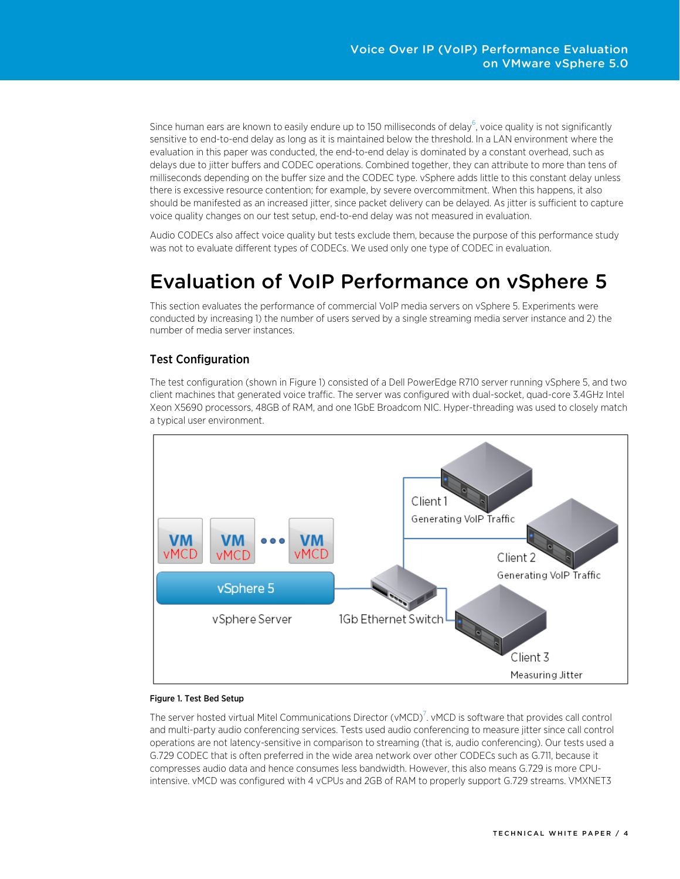Since human ears are known to easily endure up to 150 milliseconds of delay[6], voice quality is not significantly sensitive to end-to-end delay as long as it is maintained below the threshold. In a LAN environment where the evaluation in this paper was conducted, the end-to-end delay is dominated by a constant overhead, such as delays due to jitter buffers and CODEC operations. Combined together, they can attribute to more than tens of milliseconds depending on the buffer size and the CODEC type. vSphere adds little to this constant delay unless there is excessive resource contention; for example, by severe overcommitment. When this happens, it also should be manifested as an increased jitter, since packet delivery can be delayed. As jitter is sufficient to capture voice quality changes on our test setup, end-to-end delay was not measured in evaluation.

Audio CODECs also affect voice quality but tests exclude them, because the purpose of this performance study was not to evaluate different types of CODECs. We used only one type of CODEC in evaluation.

# Evaluation of VoIP Performance on vSphere 5

This section evaluates the performance of commercial VoIP media servers on vSphere 5. Experiments were conducted by increasing 1) the number of users served by a single streaming media server instance and 2) the number of media server instances.

## Test Configuration

The test configuration (shown in Figure 1) consisted of a Dell PowerEdge R710 server running vSphere 5, and two client machines that generated voice traffic. The server was configured with dual-socket, quad-core 3.4GHz Intel Xeon X5690 processors, 48GB of RAM, and one 1GbE Broadcom NIC. Hyper-threading was used to closely match a typical user environment.

**Figure 1. Test Bed Setup**

The server hosted virtual Mitel Communications Director (vMCD)[7]. vMCD is software that provides call control and multi-party audio conferencing services. Tests used audio conferencing to measure jitter since call control operations are not latency-sensitive in comparison to streaming (that is, audio conferencing). Our tests used a G.729 CODEC that is often preferred in the wide area network over other CODECs such as G.711, because it compresses audio data and hence consumes less bandwidth. However, this also means G.729 is more CPU-intensive. vMCD was configured with 4 vCPUs and 2GB of RAM to properly support G.729 streams. VMXNET3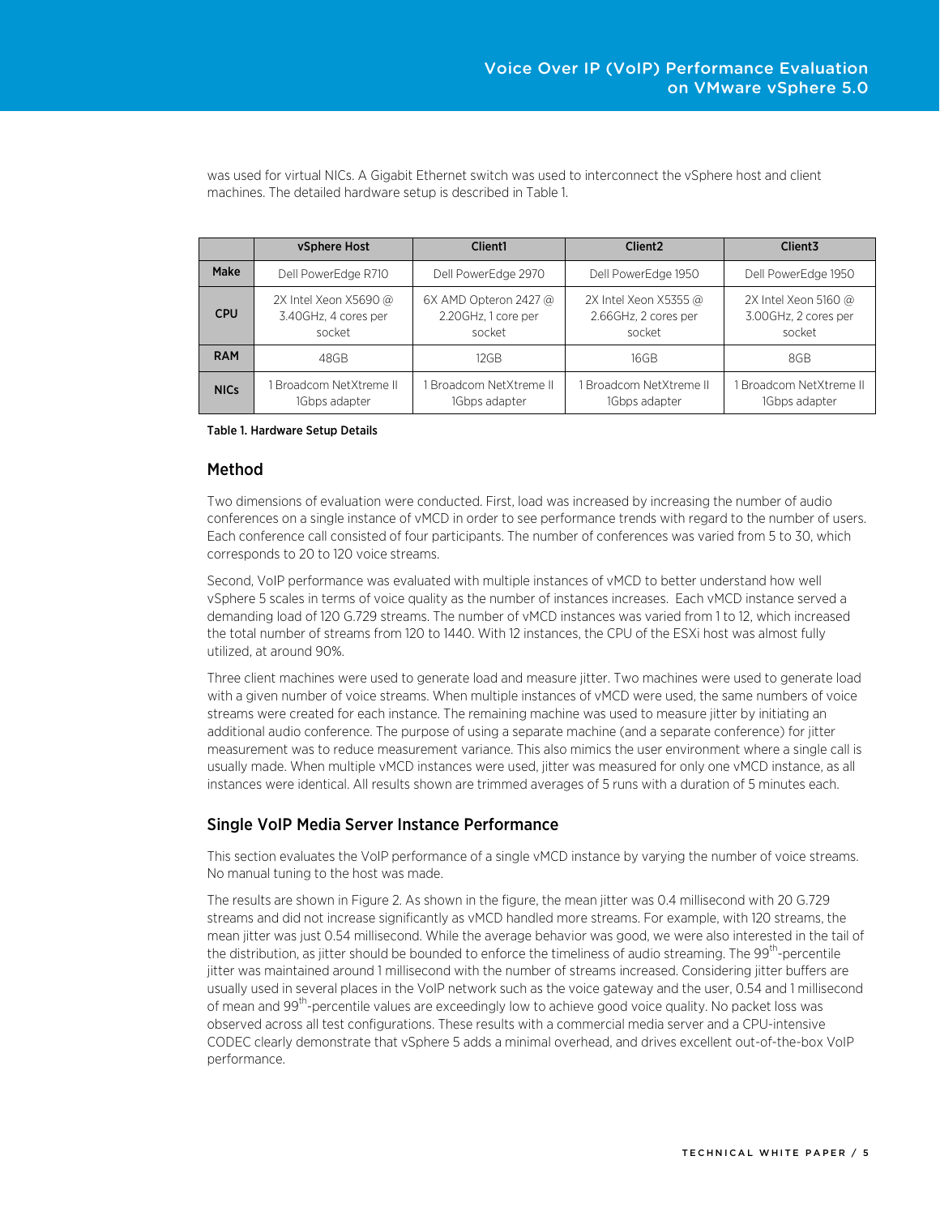was used for virtual NICs. A Gigabit Ethernet switch was used to interconnect the vSphere host and client machines. The detailed hardware setup is described in Table 1.

| | vSphere Host | Client1 | Client2 | Client3 |
|---|---|---|---|---|
| **Make** | Dell PowerEdge R710 | Dell PowerEdge 2970 | Dell PowerEdge 1950 | Dell PowerEdge 1950 |
| **CPU** | 2X Intel Xeon X5690 @ 3.40GHz, 4 cores per socket | 6X AMD Opteron 2427 @ 2.20GHz, 1 core per socket | 2X Intel Xeon X5355 @ 2.66GHz, 2 cores per socket | 2X Intel Xeon 5160 @ 3.00GHz, 2 cores per socket |
| **RAM** | 48GB | 12GB | 16GB | 8GB |
| **NICs** | 1 Broadcom NetXtreme II 1Gbps adapter | 1 Broadcom NetXtreme II 1Gbps adapter | 1 Broadcom NetXtreme II 1Gbps adapter | 1 Broadcom NetXtreme II 1Gbps adapter |

**Table 1. Hardware Setup Details**

## Method

Two dimensions of evaluation were conducted. First, load was increased by increasing the number of audio conferences on a single instance of vMCD in order to see performance trends with regard to the number of users. Each conference call consisted of four participants. The number of conferences was varied from 5 to 30, which corresponds to 20 to 120 voice streams.

Second, VoIP performance was evaluated with multiple instances of vMCD to better understand how well vSphere 5 scales in terms of voice quality as the number of instances increases. Each vMCD instance served a demanding load of 120 G.729 streams. The number of vMCD instances was varied from 1 to 12, which increased the total number of streams from 120 to 1440. With 12 instances, the CPU of the ESXi host was almost fully utilized, at around 90%.

Three client machines were used to generate load and measure jitter. Two machines were used to generate load with a given number of voice streams. When multiple instances of vMCD were used, the same numbers of voice streams were created for each instance. The remaining machine was used to measure jitter by initiating an additional audio conference. The purpose of using a separate machine (and a separate conference) for jitter measurement was to reduce measurement variance. This also mimics the user environment where a single call is usually made. When multiple vMCD instances were used, jitter was measured for only one vMCD instance, as all instances were identical. All results shown are trimmed averages of 5 runs with a duration of 5 minutes each.

## Single VoIP Media Server Instance Performance

This section evaluates the VoIP performance of a single vMCD instance by varying the number of voice streams. No manual tuning to the host was made.

The results are shown in Figure 2. As shown in the figure, the mean jitter was 0.4 millisecond with 20 G.729 streams and did not increase significantly as vMCD handled more streams. For example, with 120 streams, the mean jitter was just 0.54 millisecond. While the average behavior was good, we were also interested in the tail of the distribution, as jitter should be bounded to enforce the timeliness of audio streaming. The 99$^{th}$-percentile jitter was maintained around 1 millisecond with the number of streams increased. Considering jitter buffers are usually used in several places in the VoIP network such as the voice gateway and the user, 0.54 and 1 millisecond of mean and 99$^{th}$-percentile values are exceedingly low to achieve good voice quality. No packet loss was observed across all test configurations. These results with a commercial media server and a CPU-intensive CODEC clearly demonstrate that vSphere 5 adds a minimal overhead, and drives excellent out-of-the-box VoIP performance.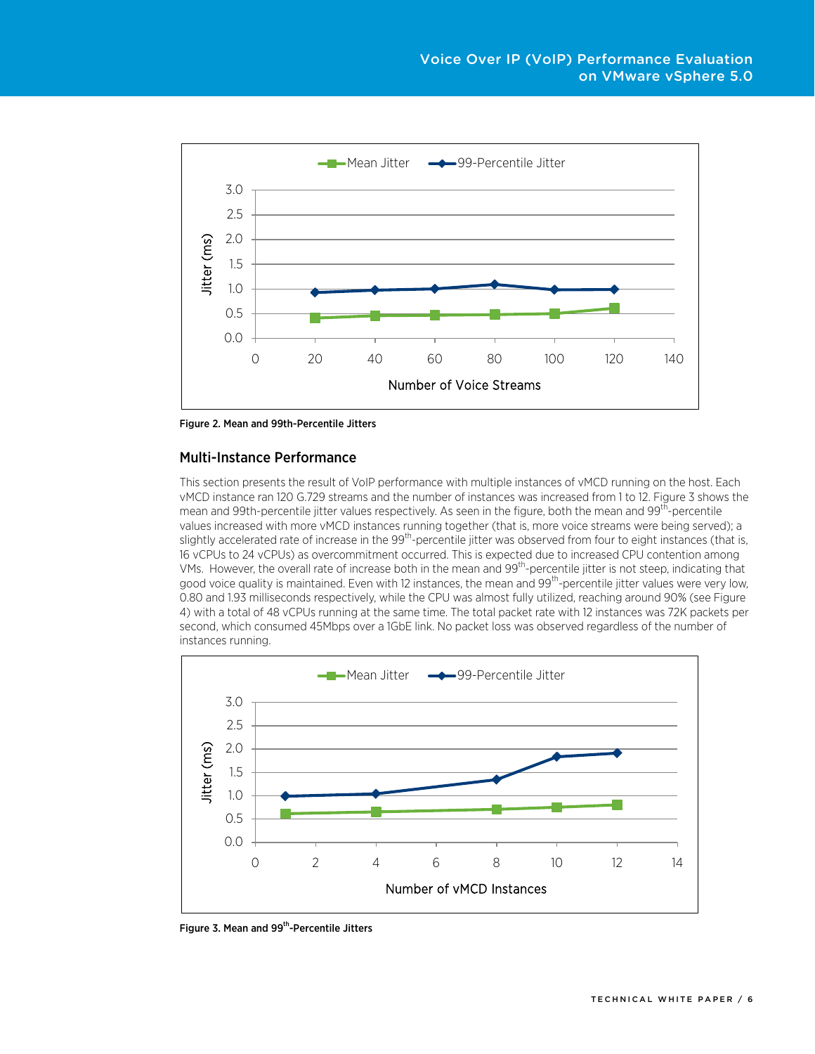Figure 2. Mean and 99th-Percentile Jitters

## Multi-Instance Performance

This section presents the result of VoIP performance with multiple instances of vMCD running on the host. Each vMCD instance ran 120 G.729 streams and the number of instances was increased from 1 to 12. Figure 3 shows the mean and 99th-percentile jitter values respectively. As seen in the figure, both the mean and 99th-percentile values increased with more vMCD instances running together (that is, more voice streams were being served); a slightly accelerated rate of increase in the 99th-percentile jitter was observed from four to eight instances (that is, 16 vCPUs to 24 vCPUs) as overcommitment occurred. This is expected due to increased CPU contention among VMs. However, the overall rate of increase both in the mean and 99th-percentile jitter is not steep, indicating that good voice quality is maintained. Even with 12 instances, the mean and 99th-percentile jitter values were very low, 0.80 and 1.93 milliseconds respectively, while the CPU was almost fully utilized, reaching around 90% (see Figure 4) with a total of 48 vCPUs running at the same time. The total packet rate with 12 instances was 72K packets per second, which consumed 45Mbps over a 1GbE link. No packet loss was observed regardless of the number of instances running.

Figure 3. Mean and 99th-Percentile Jitters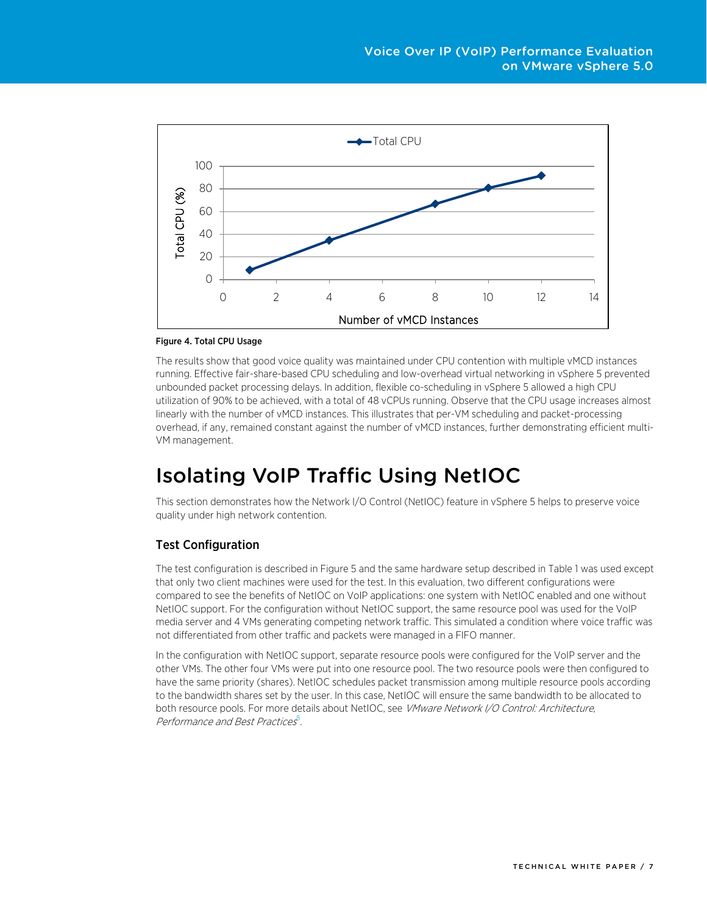Figure 4. Total CPU Usage

The results show that good voice quality was maintained under CPU contention with multiple vMCD instances running. Effective fair-share-based CPU scheduling and low-overhead virtual networking in vSphere 5 prevented unbounded packet processing delays. In addition, flexible co-scheduling in vSphere 5 allowed a high CPU utilization of 90% to be achieved, with a total of 48 vCPUs running. Observe that the CPU usage increases almost linearly with the number of vMCD instances. This illustrates that per-VM scheduling and packet-processing overhead, if any, remained constant against the number of vMCD instances, further demonstrating efficient multi-VM management.

# Isolating VoIP Traffic Using NetIOC

This section demonstrates how the Network I/O Control (NetIOC) feature in vSphere 5 helps to preserve voice quality under high network contention.

## Test Configuration

The test configuration is described in Figure 5 and the same hardware setup described in Table 1 was used except that only two client machines were used for the test. In this evaluation, two different configurations were compared to see the benefits of NetIOC on VoIP applications: one system with NetIOC enabled and one without NetIOC support. For the configuration without NetIOC support, the same resource pool was used for the VoIP media server and 4 VMs generating competing network traffic. This simulated a condition where voice traffic was not differentiated from other traffic and packets were managed in a FIFO manner.

In the configuration with NetIOC support, separate resource pools were configured for the VoIP server and the other VMs. The other four VMs were put into one resource pool. The two resource pools were then configured to have the same priority (shares). NetIOC schedules packet transmission among multiple resource pools according to the bandwidth shares set by the user. In this case, NetIOC will ensure the same bandwidth to be allocated to both resource pools. For more details about NetIOC, see *VMware Network I/O Control: Architecture, Performance and Best Practices*[8].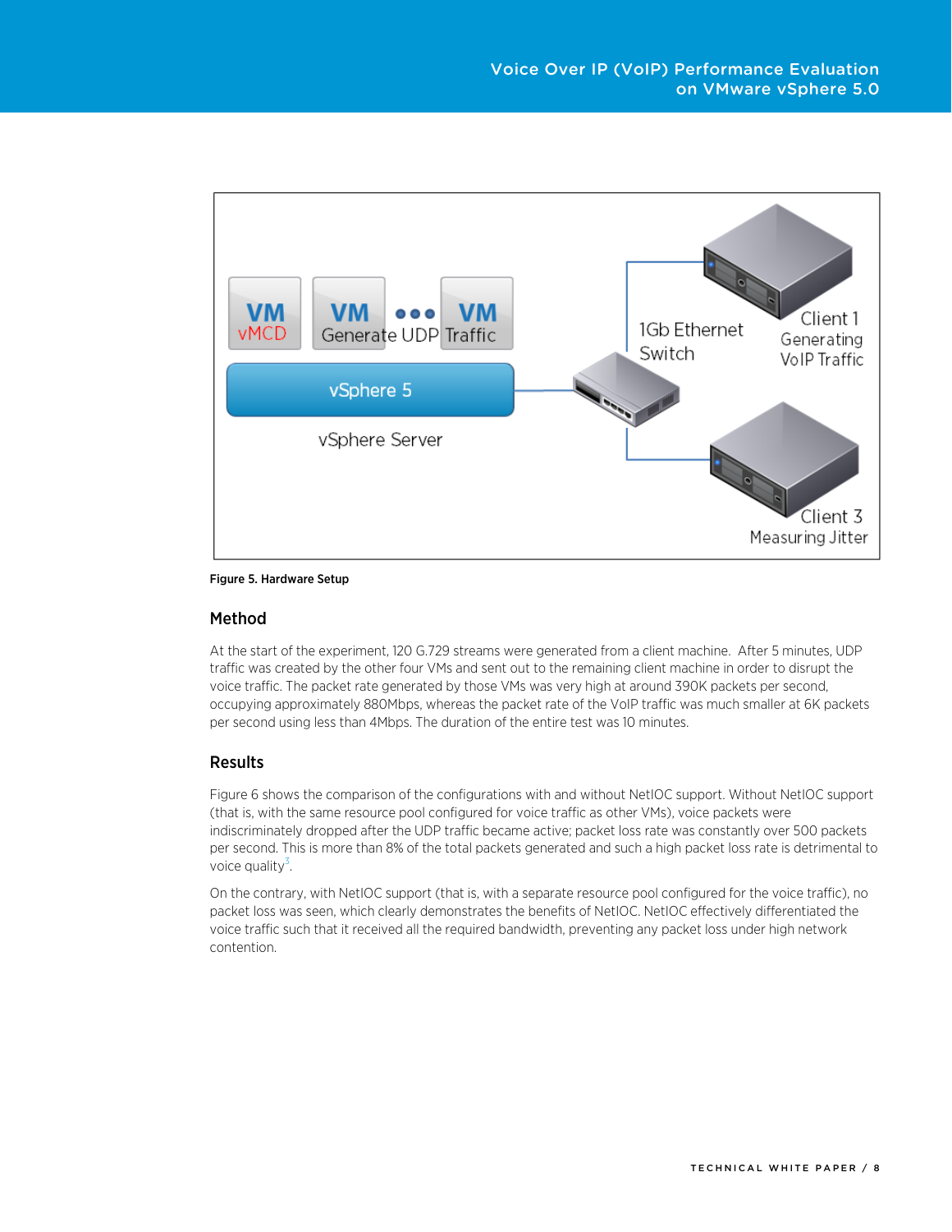Figure 5. Hardware Setup

## Method

At the start of the experiment, 120 G.729 streams were generated from a client machine. After 5 minutes, UDP traffic was created by the other four VMs and sent out to the remaining client machine in order to disrupt the voice traffic. The packet rate generated by those VMs was very high at around 390K packets per second, occupying approximately 880Mbps, whereas the packet rate of the VoIP traffic was much smaller at 6K packets per second using less than 4Mbps. The duration of the entire test was 10 minutes.

## Results

Figure 6 shows the comparison of the configurations with and without NetIOC support. Without NetIOC support (that is, with the same resource pool configured for voice traffic as other VMs), voice packets were indiscriminately dropped after the UDP traffic became active; packet loss rate was constantly over 500 packets per second. This is more than 8% of the total packets generated and such a high packet loss rate is detrimental to voice quality[3].

On the contrary, with NetIOC support (that is, with a separate resource pool configured for the voice traffic), no packet loss was seen, which clearly demonstrates the benefits of NetIOC. NetIOC effectively differentiated the voice traffic such that it received all the required bandwidth, preventing any packet loss under high network contention.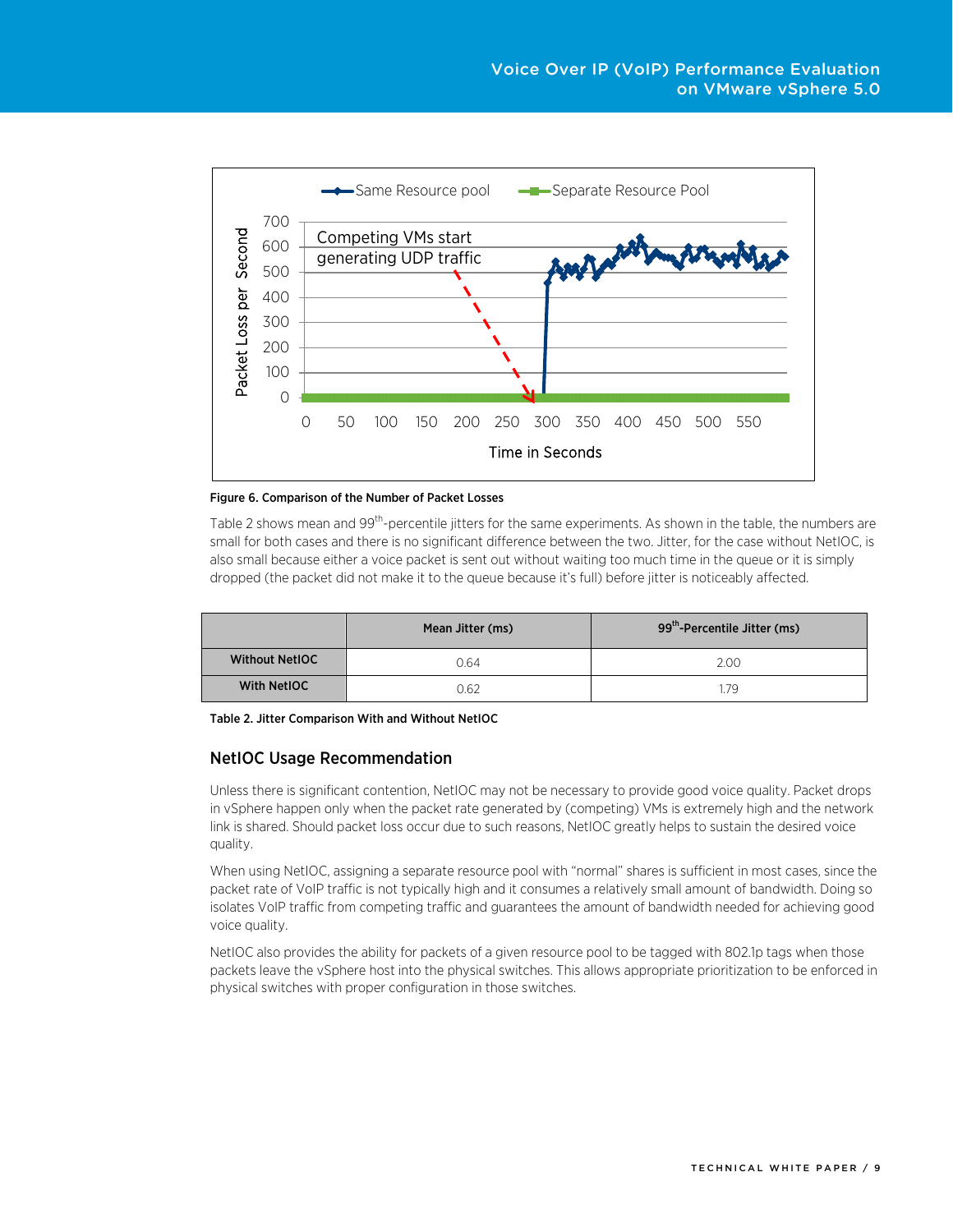Figure 6. Comparison of the Number of Packet Losses

Table 2 shows mean and 99th-percentile jitters for the same experiments. As shown in the table, the numbers are small for both cases and there is no significant difference between the two. Jitter, for the case without NetIOC, is also small because either a voice packet is sent out without waiting too much time in the queue or it is simply dropped (the packet did not make it to the queue because it's full) before jitter is noticeably affected.

| | Mean Jitter (ms) | 99th-Percentile Jitter (ms) |
|---|---|---|
| Without NetIOC | 0.64 | 2.00 |
| With NetIOC | 0.62 | 1.79 |

Table 2. Jitter Comparison With and Without NetIOC

## NetIOC Usage Recommendation

Unless there is significant contention, NetIOC may not be necessary to provide good voice quality. Packet drops in vSphere happen only when the packet rate generated by (competing) VMs is extremely high and the network link is shared. Should packet loss occur due to such reasons, NetIOC greatly helps to sustain the desired voice quality.

When using NetIOC, assigning a separate resource pool with "normal" shares is sufficient in most cases, since the packet rate of VoIP traffic is not typically high and it consumes a relatively small amount of bandwidth. Doing so isolates VoIP traffic from competing traffic and guarantees the amount of bandwidth needed for achieving good voice quality.

NetIOC also provides the ability for packets of a given resource pool to be tagged with 802.1p tags when those packets leave the vSphere host into the physical switches. This allows appropriate prioritization to be enforced in physical switches with proper configuration in those switches.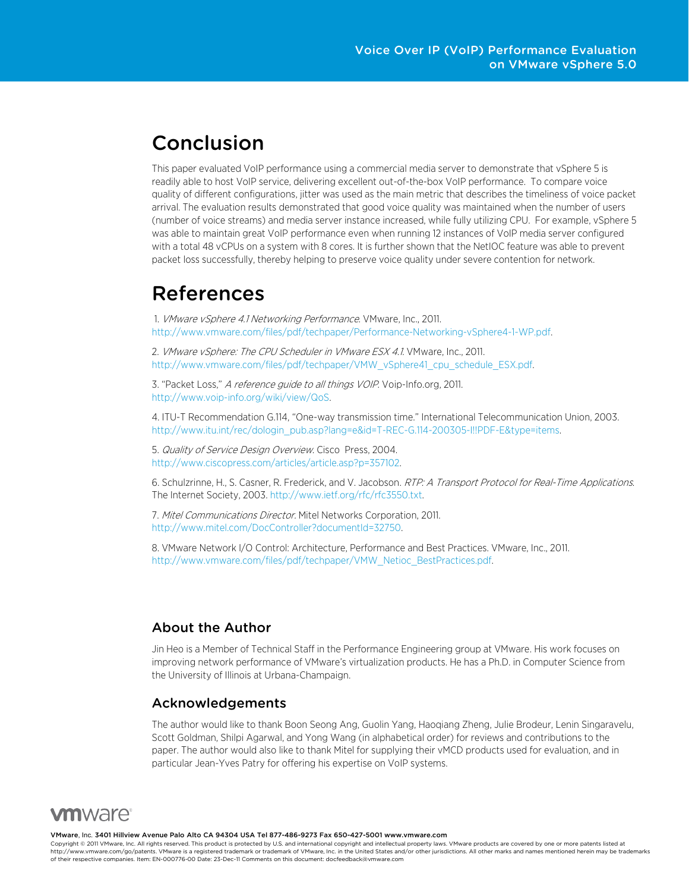# Conclusion

This paper evaluated VoIP performance using a commercial media server to demonstrate that vSphere 5 is readily able to host VoIP service, delivering excellent out-of-the-box VoIP performance. To compare voice quality of different configurations, jitter was used as the main metric that describes the timeliness of voice packet arrival. The evaluation results demonstrated that good voice quality was maintained when the number of users (number of voice streams) and media server instance increased, while fully utilizing CPU. For example, vSphere 5 was able to maintain great VoIP performance even when running 12 instances of VoIP media server configured with a total 48 vCPUs on a system with 8 cores. It is further shown that the NetIOC feature was able to prevent packet loss successfully, thereby helping to preserve voice quality under severe contention for network.

# References

1. *VMware vSphere 4.1 Networking Performance*. VMware, Inc., 2011. http://www.vmware.com/files/pdf/techpaper/Performance-Networking-vSphere4-1-WP.pdf.

2. *VMware vSphere: The CPU Scheduler in VMware ESX 4.1*. VMware, Inc., 2011. http://www.vmware.com/files/pdf/techpaper/VMW_vSphere41_cpu_schedule_ESX.pdf.

3. "Packet Loss," *A reference guide to all things VOIP*. Voip-Info.org, 2011. http://www.voip-info.org/wiki/view/QoS.

4. ITU-T Recommendation G.114, "One-way transmission time." International Telecommunication Union, 2003. http://www.itu.int/rec/dologin_pub.asp?lang=e&id=T-REC-G.114-200305-I!!PDF-E&type=items.

5. *Quality of Service Design Overview*. Cisco Press, 2004. http://www.ciscopress.com/articles/article.asp?p=357102.

6. Schulzrinne, H., S. Casner, R. Frederick, and V. Jacobson. *RTP: A Transport Protocol for Real-Time Applications*. The Internet Society, 2003. http://www.ietf.org/rfc/rfc3550.txt.

7. *Mitel Communications Director*. Mitel Networks Corporation, 2011. http://www.mitel.com/DocController?documentId=32750.

8. VMware Network I/O Control: Architecture, Performance and Best Practices. VMware, Inc., 2011. http://www.vmware.com/files/pdf/techpaper/VMW_Netioc_BestPractices.pdf.

## About the Author

Jin Heo is a Member of Technical Staff in the Performance Engineering group at VMware. His work focuses on improving network performance of VMware's virtualization products. He has a Ph.D. in Computer Science from the University of Illinois at Urbana-Champaign.

## Acknowledgements

The author would like to thank Boon Seong Ang, Guolin Yang, Haoqiang Zheng, Julie Brodeur, Lenin Singaravelu, Scott Goldman, Shilpi Agarwal, and Yong Wang (in alphabetical order) for reviews and contributions to the paper. The author would also like to thank Mitel for supplying their vMCD products used for evaluation, and in particular Jean-Yves Patry for offering his expertise on VoIP systems.

**VMware**, Inc. 3401 Hillview Avenue Palo Alto CA 94304 USA Tel 877-486-9273 Fax 650-427-5001 www.vmware.com

Copyright © 2011 VMware, Inc. All rights reserved. This product is protected by U.S. and international copyright and intellectual property laws. VMware products are covered by one or more patents listed at http://www.vmware.com/go/patents. VMware is a registered trademark or trademark of VMware, Inc. in the United States and/or other jurisdictions. All other marks and names mentioned herein may be trademarks of their respective companies. Item: EN-000776-00 Date: 23-Dec-11 Comments on this document: docfeedback@vmware.com